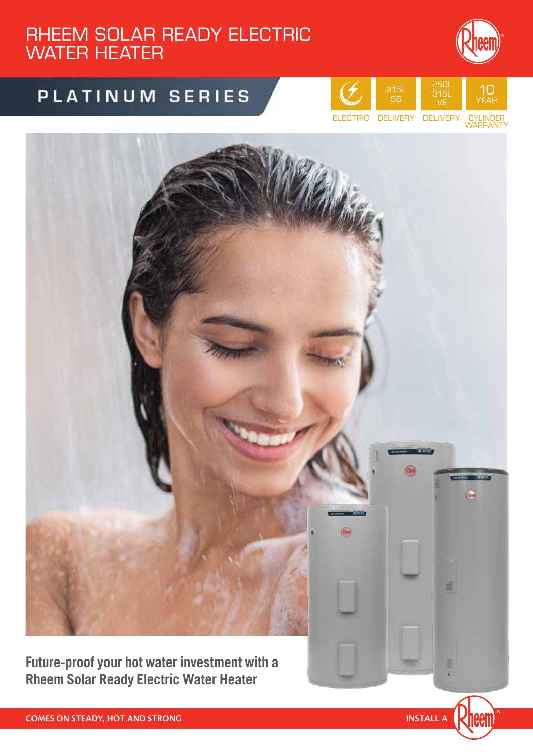# RHEEM SOLAR READY ELECTRIC WATER HEATER

## PLATINUM SERIES

| ELECTRIC | 315L SS DELIVERY | 250L 315L VE DELIVERY | 10 YEAR CYLINDER WARRANTY |
|---|---|---|---|

**Future-proof your hot water investment with a Rheem Solar Ready Electric Water Heater**

COMES ON STEADY, HOT AND STRONG

INSTALL A Rheem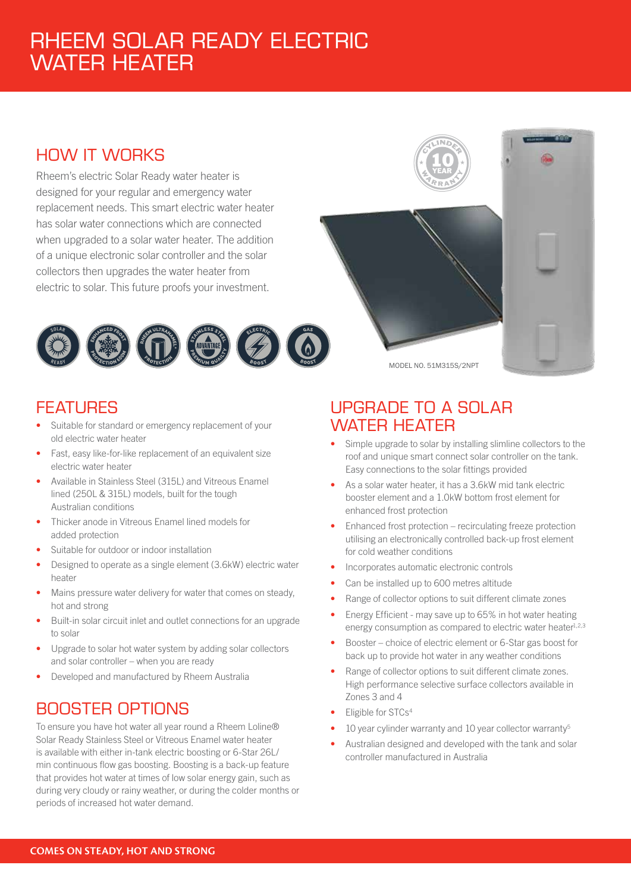# RHEEM SOLAR READY ELECTRIC WATER HEATER

## HOW IT WORKS

Rheem's electric Solar Ready water heater is designed for your regular and emergency water replacement needs. This smart electric water heater has solar water connections which are connected when upgraded to a solar water heater. The addition of a unique electronic solar controller and the solar collectors then upgrades the water heater from electric to solar. This future proofs your investment.

MODEL NO. 51M315S/2NPT

## FEATURES

- Suitable for standard or emergency replacement of your old electric water heater
- Fast, easy like-for-like replacement of an equivalent size electric water heater
- Available in Stainless Steel (315L) and Vitreous Enamel lined (250L & 315L) models, built for the tough Australian conditions
- Thicker anode in Vitreous Enamel lined models for added protection
- Suitable for outdoor or indoor installation
- Designed to operate as a single element (3.6kW) electric water heater
- Mains pressure water delivery for water that comes on steady, hot and strong
- Built-in solar circuit inlet and outlet connections for an upgrade to solar
- Upgrade to solar hot water system by adding solar collectors and solar controller – when you are ready
- Developed and manufactured by Rheem Australia

## BOOSTER OPTIONS

To ensure you have hot water all year round a Rheem Loline® Solar Ready Stainless Steel or Vitreous Enamel water heater is available with either in-tank electric boosting or 6-Star 26L/min continuous flow gas boosting. Boosting is a back-up feature that provides hot water at times of low solar energy gain, such as during very cloudy or rainy weather, or during the colder months or periods of increased hot water demand.

## UPGRADE TO A SOLAR WATER HEATER

- Simple upgrade to solar by installing slimline collectors to the roof and unique smart connect solar controller on the tank. Easy connections to the solar fittings provided
- As a solar water heater, it has a 3.6kW mid tank electric booster element and a 1.0kW bottom frost element for enhanced frost protection
- Enhanced frost protection – recirculating freeze protection utilising an electronically controlled back-up frost element for cold weather conditions
- Incorporates automatic electronic controls
- Can be installed up to 600 metres altitude
- Range of collector options to suit different climate zones
- Energy Efficient - may save up to 65% in hot water heating energy consumption as compared to electric water heater[1,2,3]
- Booster – choice of electric element or 6-Star gas boost for back up to provide hot water in any weather conditions
- Range of collector options to suit different climate zones. High performance selective surface collectors available in Zones 3 and 4
- Eligible for STCs[4]
- 10 year cylinder warranty and 10 year collector warranty[5]
- Australian designed and developed with the tank and solar controller manufactured in Australia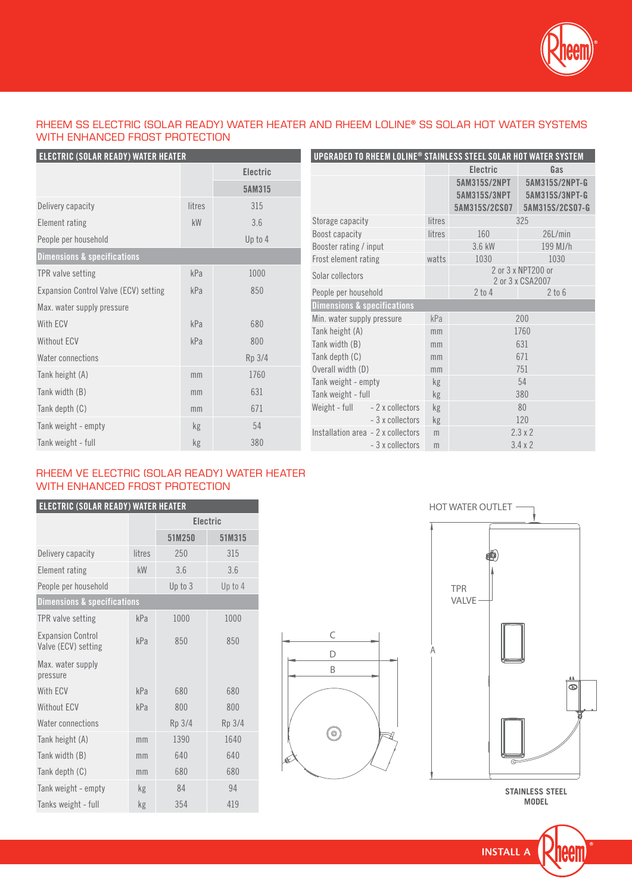## RHEEM SS ELECTRIC (SOLAR READY) WATER HEATER AND RHEEM LOLINE® SS SOLAR HOT WATER SYSTEMS WITH ENHANCED FROST PROTECTION

| ELECTRIC (SOLAR READY) WATER HEATER | | |
|---|---|---|
| | | Electric |
| | | 5AM315 |
| Delivery capacity | litres | 315 |
| Element rating | kW | 3.6 |
| People per household | | Up to 4 |
| **Dimensions & specifications** | | |
| TPR valve setting | kPa | 1000 |
| Expansion Control Valve (ECV) setting | kPa | 850 |
| Max. water supply pressure | | |
| With ECV | kPa | 680 |
| Without ECV | kPa | 800 |
| Water connections | | Rp 3/4 |
| Tank height (A) | mm | 1760 |
| Tank width (B) | mm | 631 |
| Tank depth (C) | mm | 671 |
| Tank weight - empty | kg | 54 |
| Tank weight - full | kg | 380 |

| UPGRADED TO RHEEM LOLINE® STAINLESS STEEL SOLAR HOT WATER SYSTEM | | | |
|---|---|---|---|
| | | Electric | Gas |
| | | 5AM315S/2NPT 5AM315S/3NPT 5AM315S/2CS07 | 5AM315S/2NPT-G 5AM315S/3NPT-G 5AM315S/2CS07-G |
| Storage capacity | litres | 325 | |
| Boost capacity | litres | 160 | 26L/min |
| Booster rating / input | | 3.6 kW | 199 MJ/h |
| Frost element rating | watts | 1030 | 1030 |
| Solar collectors | | 2 or 3 x NPT200 or 2 or 3 x CSA2007 | |
| People per household | | 2 to 4 | 2 to 6 |
| **Dimensions & specifications** | | | |
| Min. water supply pressure | kPa | 200 | |
| Tank height (A) | mm | 1760 | |
| Tank width (B) | mm | 631 | |
| Tank depth (C) | mm | 671 | |
| Overall width (D) | mm | 751 | |
| Tank weight - empty | kg | 54 | |
| Tank weight - full | kg | 380 | |
| Weight - full - 2 x collectors | kg | 80 | |
| - 3 x collectors | kg | 120 | |
| Installation area - 2 x collectors | m | 2.3 x 2 | |
| - 3 x collectors | m | 3.4 x 2 | |

## RHEEM VE ELECTRIC (SOLAR READY) WATER HEATER WITH ENHANCED FROST PROTECTION

| ELECTRIC (SOLAR READY) WATER HEATER | | | |
|---|---|---|---|
| | | Electric | |
| | | 51M250 | 51M315 |
| Delivery capacity | litres | 250 | 315 |
| Element rating | kW | 3.6 | 3.6 |
| People per household | | Up to 3 | Up to 4 |
| **Dimensions & specifications** | | | |
| TPR valve setting | kPa | 1000 | 1000 |
| Expansion Control Valve (ECV) setting | kPa | 850 | 850 |
| Max. water supply pressure | | | |
| With ECV | kPa | 680 | 680 |
| Without ECV | kPa | 800 | 800 |
| Water connections | | Rp 3/4 | Rp 3/4 |
| Tank height (A) | mm | 1390 | 1640 |
| Tank width (B) | mm | 640 | 640 |
| Tank depth (C) | mm | 680 | 680 |
| Tank weight - empty | kg | 84 | 94 |
| Tanks weight - full | kg | 354 | 419 |

HOT WATER OUTLET

TPR VALVE

A

C

D

B

STAINLESS STEEL MODEL

INSTALL A Rheem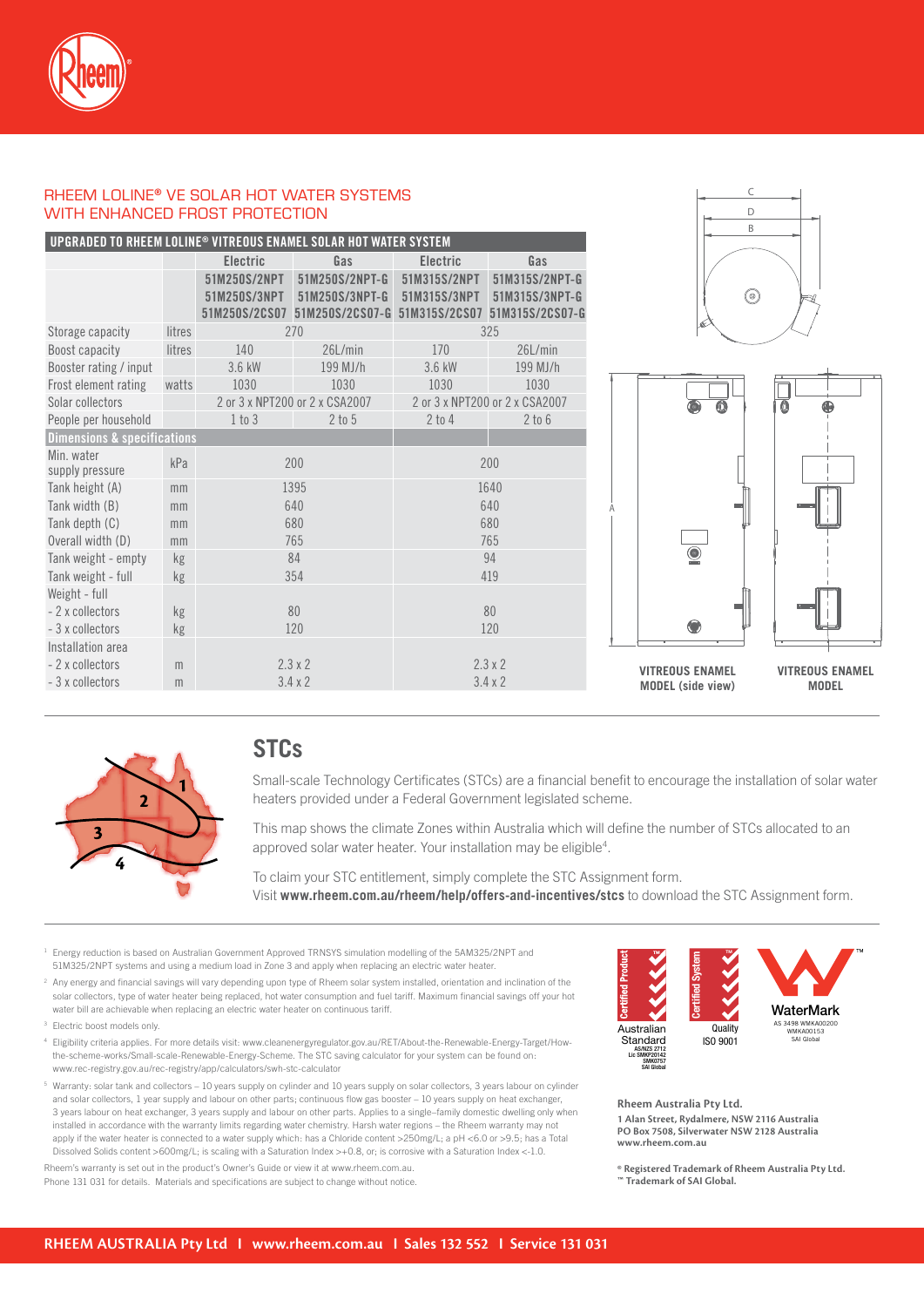## RHEEM LOLINE® VE SOLAR HOT WATER SYSTEMS WITH ENHANCED FROST PROTECTION

| UPGRADED TO RHEEM LOLINE® VITREOUS ENAMEL SOLAR HOT WATER SYSTEM | | | | | |
|---|---|---|---|---|---|
| | | Electric | Gas | Electric | Gas |
| | | 51M250S/2NPT 51M250S/3NPT 51M250S/2CS07 | 51M250S/2NPT-G 51M250S/3NPT-G 51M250S/2CS07-G | 51M315S/2NPT 51M315S/3NPT 51M315S/2CS07 | 51M315S/2NPT-G 51M315S/3NPT-G 51M315S/2CS07-G |
| Storage capacity | litres | 270 | | 325 | |
| Boost capacity | litres | 140 | 26L/min | 170 | 26L/min |
| Booster rating / input | | 3.6 kW | 199 MJ/h | 3.6 kW | 199 MJ/h |
| Frost element rating | watts | 1030 | 1030 | 1030 | 1030 |
| Solar collectors | | 2 or 3 x NPT200 or 2 x CSA2007 | | 2 or 3 x NPT200 or 2 x CSA2007 | |
| People per household | | 1 to 3 | 2 to 5 | 2 to 4 | 2 to 6 |
| **Dimensions & specifications** | | | | | |
| Min. water supply pressure | kPa | 200 | | 200 | |
| Tank height (A) | mm | 1395 | | 1640 | |
| Tank width (B) | mm | 640 | | 640 | |
| Tank depth (C) | mm | 680 | | 680 | |
| Overall width (D) | mm | 765 | | 765 | |
| Tank weight - empty | kg | 84 | | 94 | |
| Tank weight - full | kg | 354 | | 419 | |
| Weight - full | | | | | |
| - 2 x collectors | kg | 80 | | 80 | |
| - 3 x collectors | kg | 120 | | 120 | |
| Installation area | | | | | |
| - 2 x collectors | m | 2.3 x 2 | | 2.3 x 2 | |
| - 3 x collectors | m | 3.4 x 2 | | 3.4 x 2 | |

C
D
B
A

VITREOUS ENAMEL MODEL (side view)

VITREOUS ENAMEL MODEL

## STCs

1
2
3
4

Small-scale Technology Certificates (STCs) are a financial benefit to encourage the installation of solar water heaters provided under a Federal Government legislated scheme.

This map shows the climate Zones within Australia which will define the number of STCs allocated to an approved solar water heater. Your installation may be eligible[4].

To claim your STC entitlement, simply complete the STC Assignment form.
Visit **www.rheem.com.au/rheem/help/offers-and-incentives/stcs** to download the STC Assignment form.

[1] Energy reduction is based on Australian Government Approved TRNSYS simulation modelling of the 5AM325/2NPT and 51M325/2NPT systems and using a medium load in Zone 3 and apply when replacing an electric water heater.

[2] Any energy and financial savings will vary depending upon type of Rheem solar system installed, orientation and inclination of the solar collectors, type of water heater being replaced, hot water consumption and fuel tariff. Maximum financial savings off your hot water bill are achievable when replacing an electric water heater on continuous tariff.

[3] Electric boost models only.

[4] Eligibility criteria applies. For more details visit: www.cleanenergyregulator.gov.au/RET/About-the-Renewable-Energy-Target/How-the-scheme-works/Small-scale-Renewable-Energy-Scheme. The STC saving calculator for your system can be found on: www.rec-registry.gov.au/rec-registry/app/calculators/swh-stc-calculator

[5] Warranty: solar tank and collectors – 10 years supply on cylinder and 10 years supply on solar collectors, 3 years labour on cylinder and solar collectors, 1 year supply and labour on other parts; continuous flow gas booster – 10 years supply on heat exchanger, 3 years labour on heat exchanger, 3 years supply and labour on other parts. Applies to a single–family domestic dwelling only when installed in accordance with the warranty limits regarding water chemistry. Harsh water regions – the Rheem warranty may not apply if the water heater is connected to a water supply which: has a Chloride content >250mg/L; a pH <6.0 or >9.5; has a Total Dissolved Solids content >600mg/L; is scaling with a Saturation Index >+0.8, or; is corrosive with a Saturation Index <-1.0.

Rheem's warranty is set out in the product's Owner's Guide or view it at www.rheem.com.au.
Phone 131 031 for details. Materials and specifications are subject to change without notice.

Certified Product — Australian Standard AS/NZS 2712 Lic SMKP20142 SMK0757 SAI Global

Certified System — Quality ISO 9001

WaterMark AS 3498 WMKA00200 WMKA00153 SAI Global

**Rheem Australia Pty Ltd.**
**1 Alan Street, Rydalmere, NSW 2116 Australia**
**PO Box 7508, Silverwater NSW 2128 Australia**
**www.rheem.com.au**

**® Registered Trademark of Rheem Australia Pty Ltd.**
**™ Trademark of SAI Global.**

**RHEEM AUSTRALIA Pty Ltd | www.rheem.com.au | Sales 132 552 | Service 131 031**